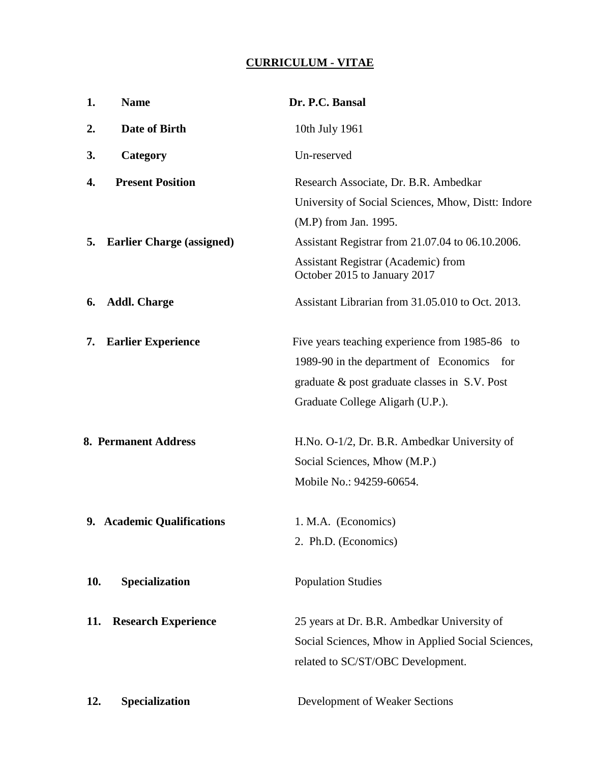# CURRICULUM - VITAE

| | | |
|---|---|---|
| **1.** | **Name** | **Dr. P.C. Bansal** |
| **2.** | **Date of Birth** | 10th July 1961 |
| **3.** | **Category** | Un-reserved |
| **4.** | **Present Position** | Research Associate, Dr. B.R. Ambedkar University of Social Sciences, Mhow, Distt: Indore (M.P) from Jan. 1995. |
| **5.** | **Earlier Charge (assigned)** | Assistant Registrar from 21.07.04 to 06.10.2006. Assistant Registrar (Academic) from October 2015 to January 2017 |
| **6.** | **Addl. Charge** | Assistant Librarian from 31.05.010 to Oct. 2013. |
| **7.** | **Earlier Experience** | Five years teaching experience from 1985-86 to 1989-90 in the department of Economics for graduate & post graduate classes in S.V. Post Graduate College Aligarh (U.P.). |
| **8.** | **Permanent Address** | H.No. O-1/2, Dr. B.R. Ambedkar University of Social Sciences, Mhow (M.P.) Mobile No.: 94259-60654. |
| **9.** | **Academic Qualifications** | 1. M.A. (Economics) 2. Ph.D. (Economics) |
| **10.** | **Specialization** | Population Studies |
| **11.** | **Research Experience** | 25 years at Dr. B.R. Ambedkar University of Social Sciences, Mhow in Applied Social Sciences, related to SC/ST/OBC Development. |
| **12.** | **Specialization** | Development of Weaker Sections |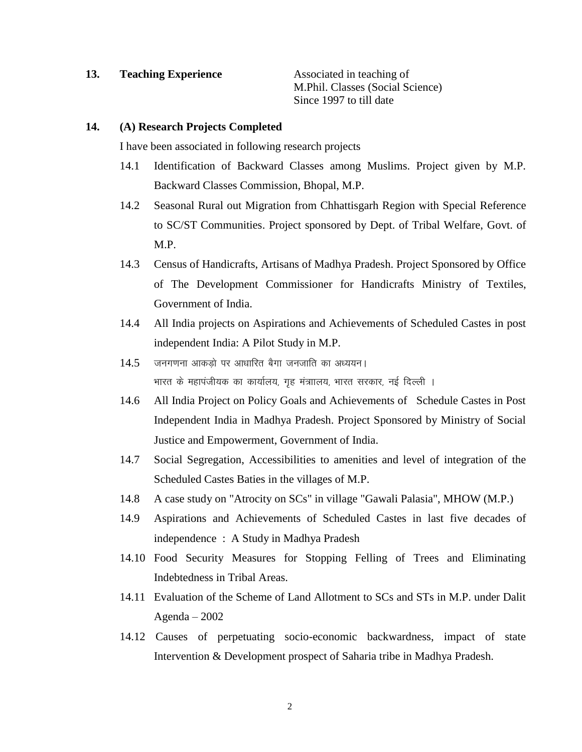**13. Teaching Experience**

Associated in teaching of
M.Phil. Classes (Social Science)
Since 1997 to till date

**14. (A) Research Projects Completed**

I have been associated in following research projects

14.1 Identification of Backward Classes among Muslims. Project given by M.P. Backward Classes Commission, Bhopal, M.P.

14.2 Seasonal Rural out Migration from Chhattisgarh Region with Special Reference to SC/ST Communities. Project sponsored by Dept. of Tribal Welfare, Govt. of M.P.

14.3 Census of Handicrafts, Artisans of Madhya Pradesh. Project Sponsored by Office of The Development Commissioner for Handicrafts Ministry of Textiles, Government of India.

14.4 All India projects on Aspirations and Achievements of Scheduled Castes in post independent India: A Pilot Study in M.P.

14.5 जनगणना आकड़ो पर आधारित बैगा जनजाति का अध्ययन। भारत के महापंजीयक का कार्यालय, गृह मंत्रालय, भारत सरकार, नई दिल्ली ।

14.6 All India Project on Policy Goals and Achievements of Schedule Castes in Post Independent India in Madhya Pradesh. Project Sponsored by Ministry of Social Justice and Empowerment, Government of India.

14.7 Social Segregation, Accessibilities to amenities and level of integration of the Scheduled Castes Baties in the villages of M.P.

14.8 A case study on "Atrocity on SCs" in village "Gawali Palasia", MHOW (M.P.)

14.9 Aspirations and Achievements of Scheduled Castes in last five decades of independence : A Study in Madhya Pradesh

14.10 Food Security Measures for Stopping Felling of Trees and Eliminating Indebtedness in Tribal Areas.

14.11 Evaluation of the Scheme of Land Allotment to SCs and STs in M.P. under Dalit Agenda – 2002

14.12 Causes of perpetuating socio-economic backwardness, impact of state Intervention & Development prospect of Saharia tribe in Madhya Pradesh.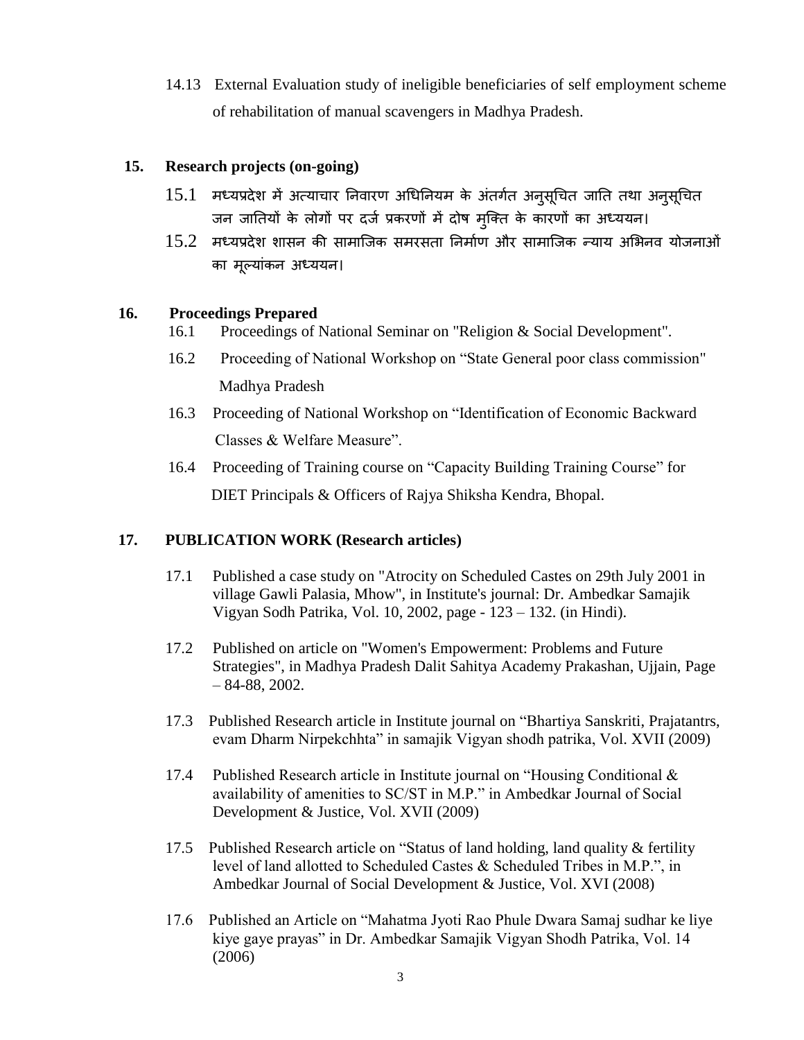14.13 External Evaluation study of ineligible beneficiaries of self employment scheme of rehabilitation of manual scavengers in Madhya Pradesh.

**15. Research projects (on-going)**

15.1 मध्यप्रदेश में अत्याचार निवारण अधिनियम के अंतर्गत अनुसूचित जाति तथा अनुसूचित जन जातियों के लोगों पर दर्ज प्रकरणों में दोष मुक्ति के कारणों का अध्ययन।

15.2 मध्यप्रदेश शासन की सामाजिक समरसता निर्माण और सामाजिक न्याय अभिनव योजनाओं का मूल्यांकन अध्ययन।

**16. Proceedings Prepared**

16.1 Proceedings of National Seminar on "Religion & Social Development".

16.2 Proceeding of National Workshop on "State General poor class commission" Madhya Pradesh

16.3 Proceeding of National Workshop on "Identification of Economic Backward Classes & Welfare Measure".

16.4 Proceeding of Training course on "Capacity Building Training Course" for DIET Principals & Officers of Rajya Shiksha Kendra, Bhopal.

**17. PUBLICATION WORK (Research articles)**

17.1 Published a case study on "Atrocity on Scheduled Castes on 29th July 2001 in village Gawli Palasia, Mhow", in Institute's journal: Dr. Ambedkar Samajik Vigyan Sodh Patrika, Vol. 10, 2002, page - 123 – 132. (in Hindi).

17.2 Published on article on "Women's Empowerment: Problems and Future Strategies", in Madhya Pradesh Dalit Sahitya Academy Prakashan, Ujjain, Page – 84-88, 2002.

17.3 Published Research article in Institute journal on "Bhartiya Sanskriti, Prajatantrs, evam Dharm Nirpekchhta" in samajik Vigyan shodh patrika, Vol. XVII (2009)

17.4 Published Research article in Institute journal on "Housing Conditional & availability of amenities to SC/ST in M.P." in Ambedkar Journal of Social Development & Justice, Vol. XVII (2009)

17.5 Published Research article on "Status of land holding, land quality & fertility level of land allotted to Scheduled Castes & Scheduled Tribes in M.P.", in Ambedkar Journal of Social Development & Justice, Vol. XVI (2008)

17.6 Published an Article on "Mahatma Jyoti Rao Phule Dwara Samaj sudhar ke liye kiye gaye prayas" in Dr. Ambedkar Samajik Vigyan Shodh Patrika, Vol. 14 (2006)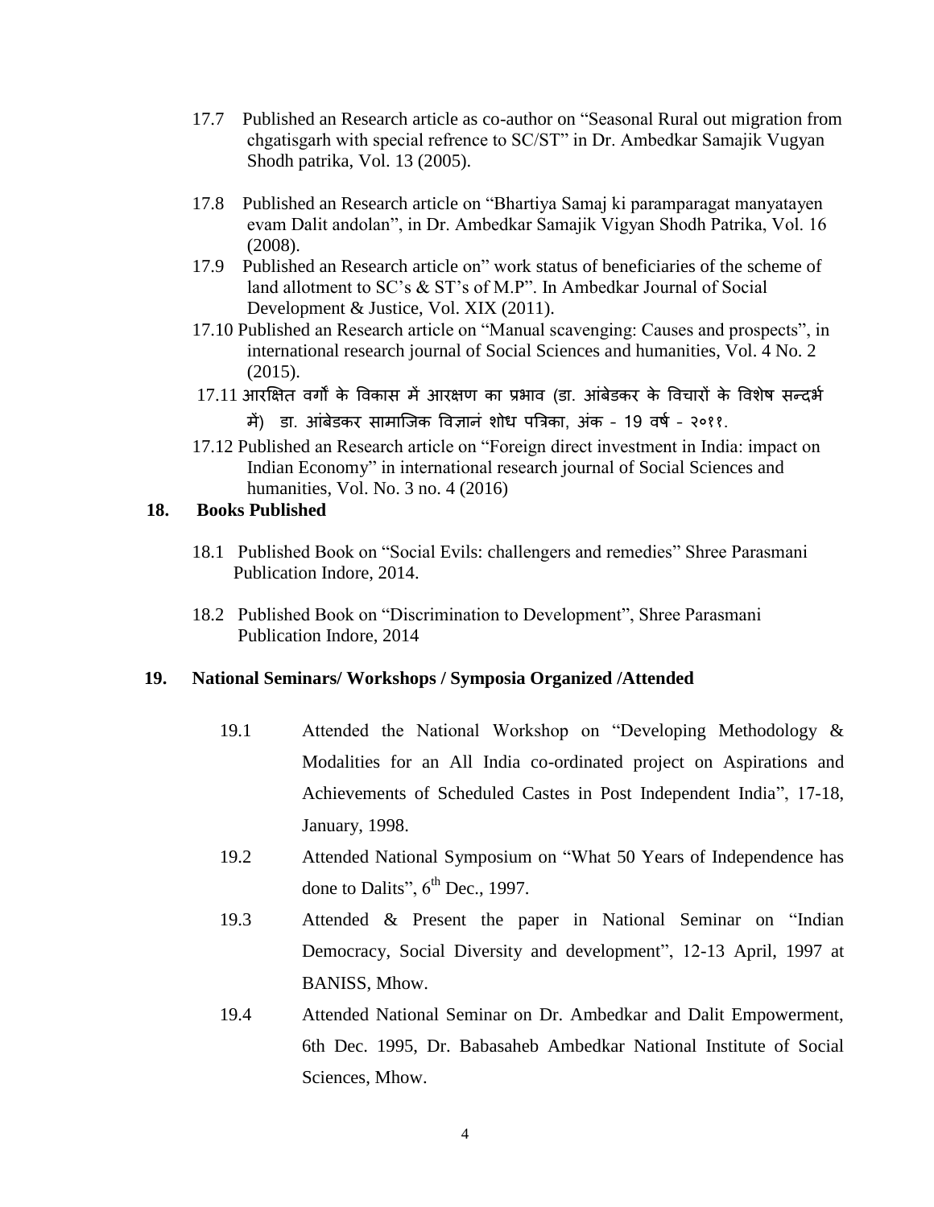17.7 Published an Research article as co-author on "Seasonal Rural out migration from chgatisgarh with special refrence to SC/ST" in Dr. Ambedkar Samajik Vugyan Shodh patrika, Vol. 13 (2005).

17.8 Published an Research article on "Bhartiya Samaj ki paramparagat manyatayen evam Dalit andolan", in Dr. Ambedkar Samajik Vigyan Shodh Patrika, Vol. 16 (2008).

17.9 Published an Research article on" work status of beneficiaries of the scheme of land allotment to SC's & ST's of M.P". In Ambedkar Journal of Social Development & Justice, Vol. XIX (2011).

17.10 Published an Research article on "Manual scavenging: Causes and prospects", in international research journal of Social Sciences and humanities, Vol. 4 No. 2 (2015).

17.11 आरक्षित वर्गों के विकास में आरक्षण का प्रभाव (डा. आंबेडकर के विचारों के विशेष सन्दर्भ में) डा. आंबेडकर सामाजिक विज्ञानं शोध पत्रिका, अंक - 19 वर्ष - २०११.

17.12 Published an Research article on "Foreign direct investment in India: impact on Indian Economy" in international research journal of Social Sciences and humanities, Vol. No. 3 no. 4 (2016)

## 18. Books Published

18.1 Published Book on "Social Evils: challengers and remedies" Shree Parasmani Publication Indore, 2014.

18.2 Published Book on "Discrimination to Development", Shree Parasmani Publication Indore, 2014

## 19. National Seminars/ Workshops / Symposia Organized /Attended

19.1 Attended the National Workshop on "Developing Methodology & Modalities for an All India co-ordinated project on Aspirations and Achievements of Scheduled Castes in Post Independent India", 17-18, January, 1998.

19.2 Attended National Symposium on "What 50 Years of Independence has done to Dalits", 6th Dec., 1997.

19.3 Attended & Present the paper in National Seminar on "Indian Democracy, Social Diversity and development", 12-13 April, 1997 at BANISS, Mhow.

19.4 Attended National Seminar on Dr. Ambedkar and Dalit Empowerment, 6th Dec. 1995, Dr. Babasaheb Ambedkar National Institute of Social Sciences, Mhow.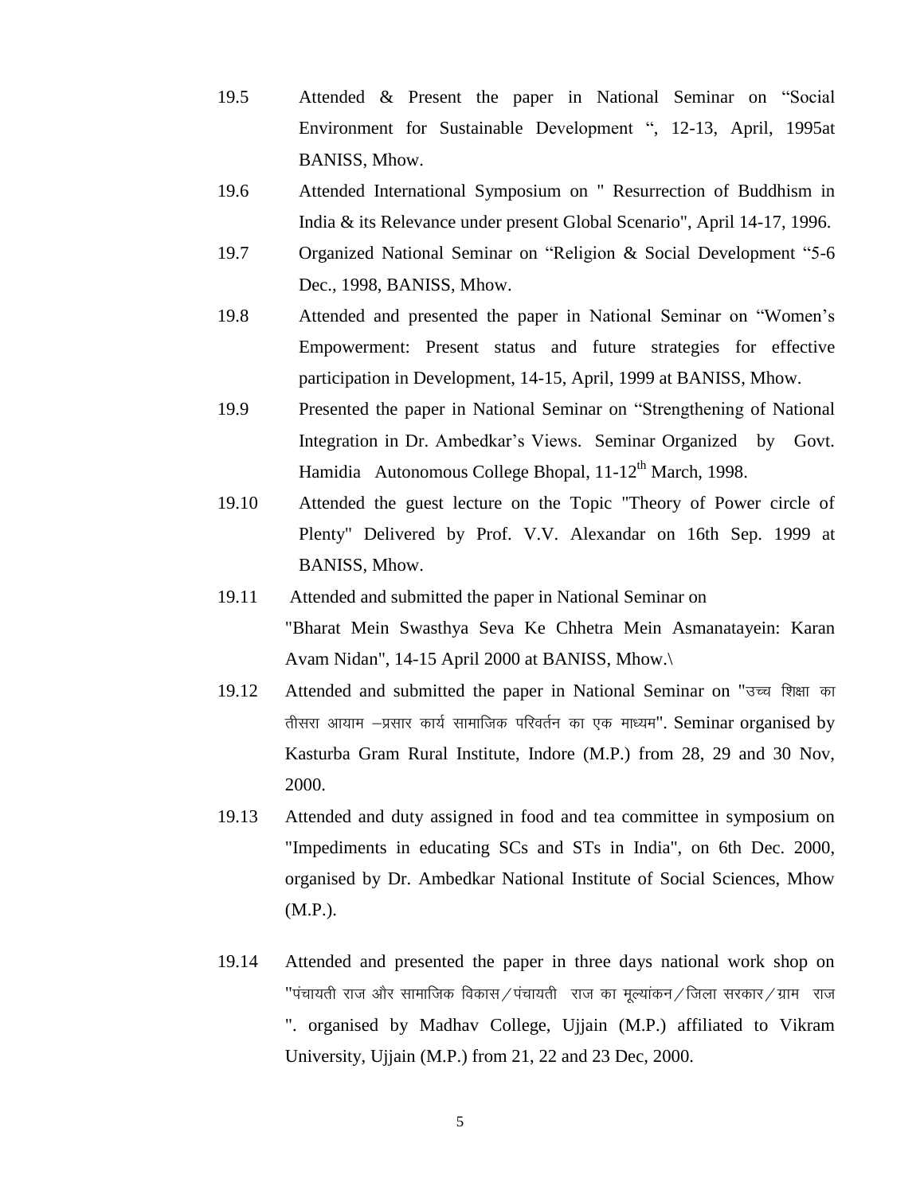19.5 Attended & Present the paper in National Seminar on “Social Environment for Sustainable Development “, 12-13, April, 1995at BANISS, Mhow.

19.6 Attended International Symposium on " Resurrection of Buddhism in India & its Relevance under present Global Scenario", April 14-17, 1996.

19.7 Organized National Seminar on “Religion & Social Development “5-6 Dec., 1998, BANISS, Mhow.

19.8 Attended and presented the paper in National Seminar on “Women’s Empowerment: Present status and future strategies for effective participation in Development, 14-15, April, 1999 at BANISS, Mhow.

19.9 Presented the paper in National Seminar on “Strengthening of National Integration in Dr. Ambedkar’s Views. Seminar Organized by Govt. Hamidia Autonomous College Bhopal, 11-12th March, 1998.

19.10 Attended the guest lecture on the Topic "Theory of Power circle of Plenty" Delivered by Prof. V.V. Alexandar on 16th Sep. 1999 at BANISS, Mhow.

19.11 Attended and submitted the paper in National Seminar on "Bharat Mein Swasthya Seva Ke Chhetra Mein Asmanatayein: Karan Avam Nidan", 14-15 April 2000 at BANISS, Mhow.\

19.12 Attended and submitted the paper in National Seminar on "उच्च शिक्षा का तीसरा आयाम –प्रसार कार्य सामाजिक परिवर्तन का एक माध्यम". Seminar organised by Kasturba Gram Rural Institute, Indore (M.P.) from 28, 29 and 30 Nov, 2000.

19.13 Attended and duty assigned in food and tea committee in symposium on "Impediments in educating SCs and STs in India", on 6th Dec. 2000, organised by Dr. Ambedkar National Institute of Social Sciences, Mhow (M.P.).

19.14 Attended and presented the paper in three days national work shop on "पंचायती राज और सामाजिक विकास / पंचायती राज का मूल्यांकन / जिला सरकार / ग्राम राज ". organised by Madhav College, Ujjain (M.P.) affiliated to Vikram University, Ujjain (M.P.) from 21, 22 and 23 Dec, 2000.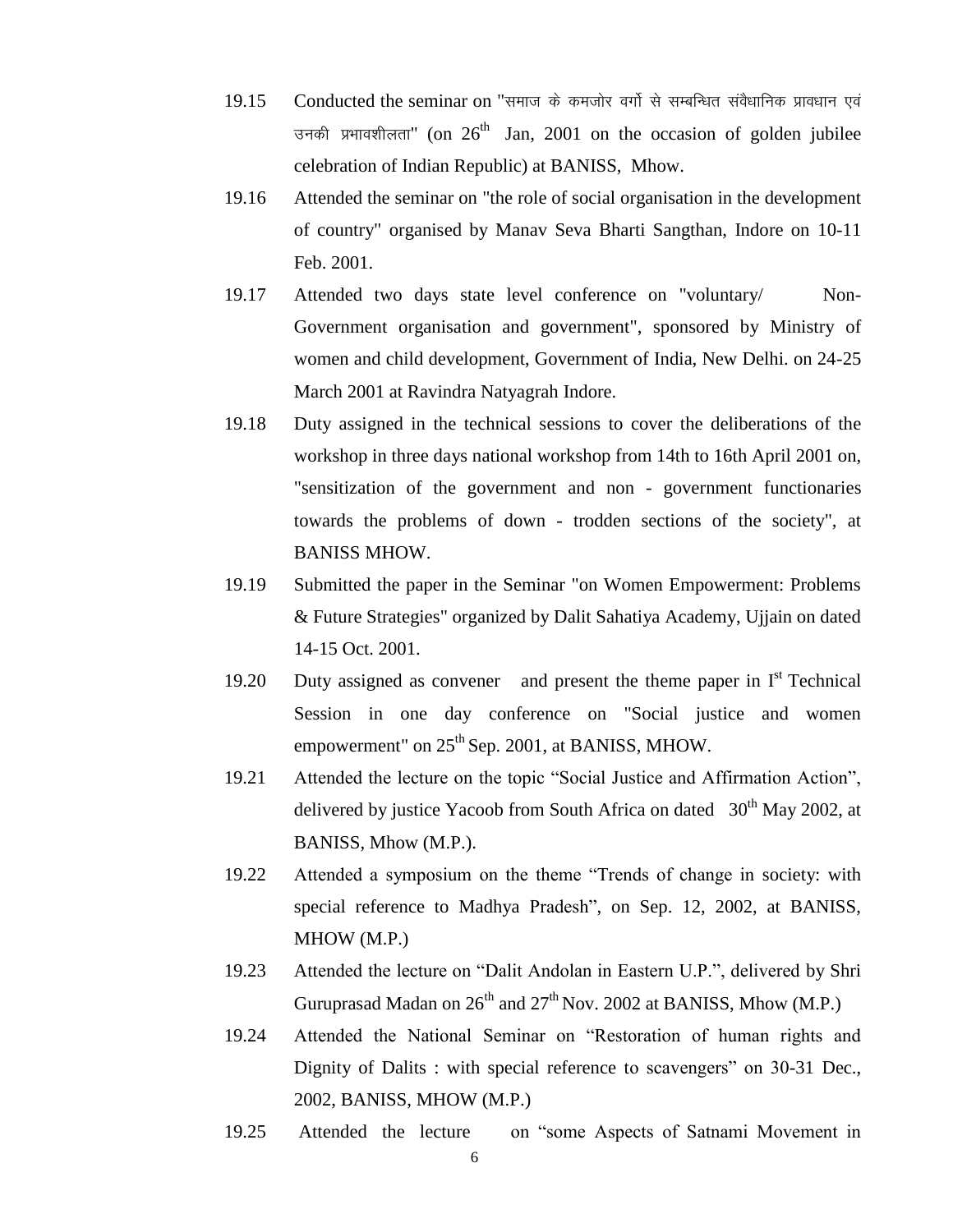19.15 Conducted the seminar on "समाज के कमजोर वर्गो से सम्बन्धित संवैधानिक प्रावधान एवं उनकी प्रभावशीलता" (on 26th Jan, 2001 on the occasion of golden jubilee celebration of Indian Republic) at BANISS, Mhow.

19.16 Attended the seminar on "the role of social organisation in the development of country" organised by Manav Seva Bharti Sangthan, Indore on 10-11 Feb. 2001.

19.17 Attended two days state level conference on "voluntary/ Non-Government organisation and government", sponsored by Ministry of women and child development, Government of India, New Delhi. on 24-25 March 2001 at Ravindra Natyagrah Indore.

19.18 Duty assigned in the technical sessions to cover the deliberations of the workshop in three days national workshop from 14th to 16th April 2001 on, "sensitization of the government and non - government functionaries towards the problems of down - trodden sections of the society", at BANISS MHOW.

19.19 Submitted the paper in the Seminar "on Women Empowerment: Problems & Future Strategies" organized by Dalit Sahatiya Academy, Ujjain on dated 14-15 Oct. 2001.

19.20 Duty assigned as convener and present the theme paper in Ist Technical Session in one day conference on "Social justice and women empowerment" on 25th Sep. 2001, at BANISS, MHOW.

19.21 Attended the lecture on the topic "Social Justice and Affirmation Action", delivered by justice Yacoob from South Africa on dated 30th May 2002, at BANISS, Mhow (M.P.).

19.22 Attended a symposium on the theme "Trends of change in society: with special reference to Madhya Pradesh", on Sep. 12, 2002, at BANISS, MHOW (M.P.)

19.23 Attended the lecture on "Dalit Andolan in Eastern U.P.", delivered by Shri Guruprasad Madan on 26th and 27th Nov. 2002 at BANISS, Mhow (M.P.)

19.24 Attended the National Seminar on "Restoration of human rights and Dignity of Dalits : with special reference to scavengers" on 30-31 Dec., 2002, BANISS, MHOW (M.P.)

19.25 Attended the lecture on "some Aspects of Satnami Movement in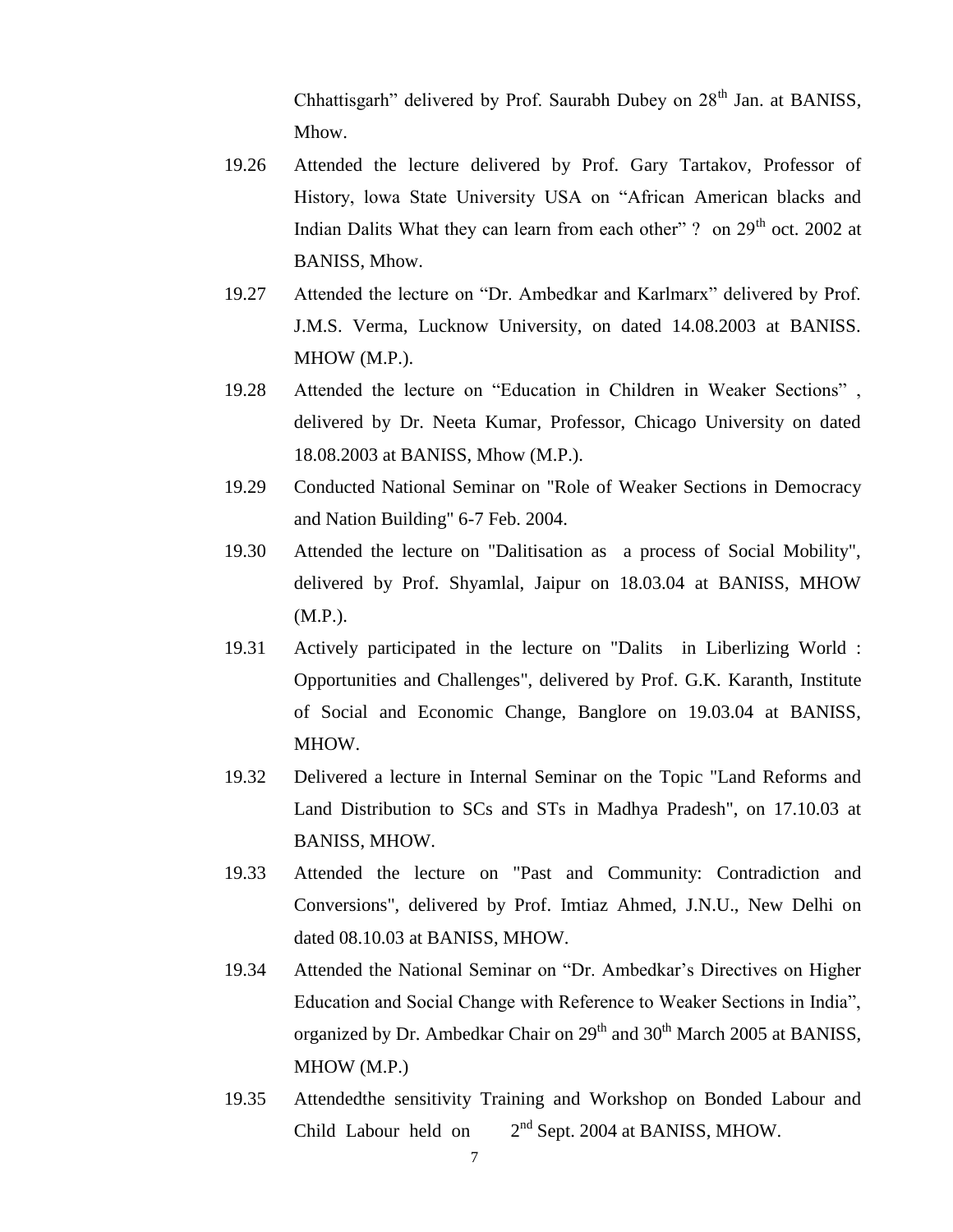Chhattisgarh" delivered by Prof. Saurabh Dubey on 28th Jan. at BANISS, Mhow.

19.26 Attended the lecture delivered by Prof. Gary Tartakov, Professor of History, lowa State University USA on "African American blacks and Indian Dalits What they can learn from each other" ? on 29th oct. 2002 at BANISS, Mhow.

19.27 Attended the lecture on "Dr. Ambedkar and Karlmarx" delivered by Prof. J.M.S. Verma, Lucknow University, on dated 14.08.2003 at BANISS. MHOW (M.P.).

19.28 Attended the lecture on "Education in Children in Weaker Sections" , delivered by Dr. Neeta Kumar, Professor, Chicago University on dated 18.08.2003 at BANISS, Mhow (M.P.).

19.29 Conducted National Seminar on "Role of Weaker Sections in Democracy and Nation Building" 6-7 Feb. 2004.

19.30 Attended the lecture on "Dalitisation as a process of Social Mobility", delivered by Prof. Shyamlal, Jaipur on 18.03.04 at BANISS, MHOW (M.P.).

19.31 Actively participated in the lecture on "Dalits in Liberlizing World : Opportunities and Challenges", delivered by Prof. G.K. Karanth, Institute of Social and Economic Change, Banglore on 19.03.04 at BANISS, MHOW.

19.32 Delivered a lecture in Internal Seminar on the Topic "Land Reforms and Land Distribution to SCs and STs in Madhya Pradesh", on 17.10.03 at BANISS, MHOW.

19.33 Attended the lecture on "Past and Community: Contradiction and Conversions", delivered by Prof. Imtiaz Ahmed, J.N.U., New Delhi on dated 08.10.03 at BANISS, MHOW.

19.34 Attended the National Seminar on "Dr. Ambedkar's Directives on Higher Education and Social Change with Reference to Weaker Sections in India", organized by Dr. Ambedkar Chair on 29th and 30th March 2005 at BANISS, MHOW (M.P.)

19.35 Attendedthe sensitivity Training and Workshop on Bonded Labour and Child Labour held on 2nd Sept. 2004 at BANISS, MHOW.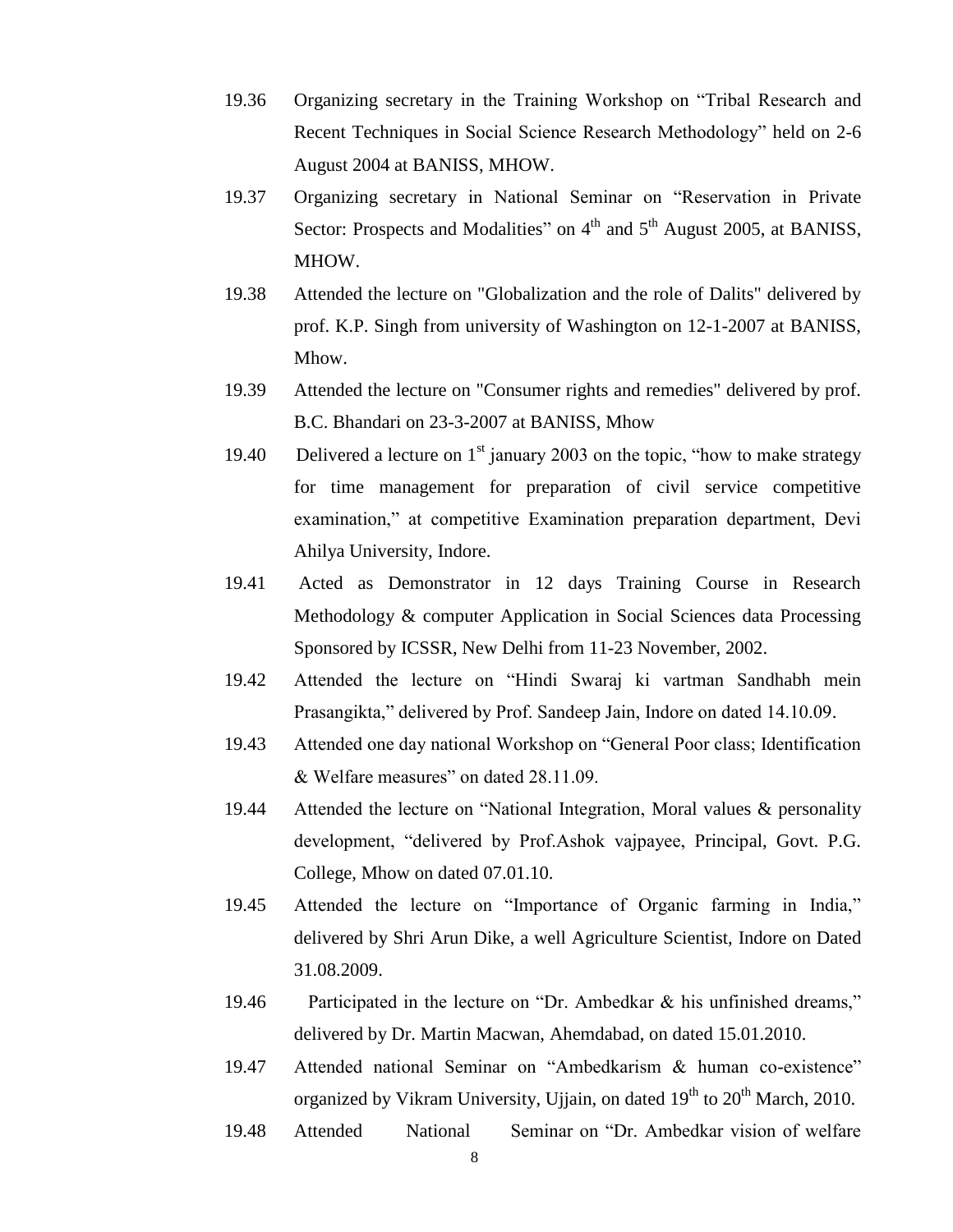19.36 Organizing secretary in the Training Workshop on "Tribal Research and Recent Techniques in Social Science Research Methodology" held on 2-6 August 2004 at BANISS, MHOW.

19.37 Organizing secretary in National Seminar on "Reservation in Private Sector: Prospects and Modalities" on 4th and 5th August 2005, at BANISS, MHOW.

19.38 Attended the lecture on "Globalization and the role of Dalits" delivered by prof. K.P. Singh from university of Washington on 12-1-2007 at BANISS, Mhow.

19.39 Attended the lecture on "Consumer rights and remedies" delivered by prof. B.C. Bhandari on 23-3-2007 at BANISS, Mhow

19.40 Delivered a lecture on 1st january 2003 on the topic, "how to make strategy for time management for preparation of civil service competitive examination," at competitive Examination preparation department, Devi Ahilya University, Indore.

19.41 Acted as Demonstrator in 12 days Training Course in Research Methodology & computer Application in Social Sciences data Processing Sponsored by ICSSR, New Delhi from 11-23 November, 2002.

19.42 Attended the lecture on "Hindi Swaraj ki vartman Sandhabh mein Prasangikta," delivered by Prof. Sandeep Jain, Indore on dated 14.10.09.

19.43 Attended one day national Workshop on "General Poor class; Identification & Welfare measures" on dated 28.11.09.

19.44 Attended the lecture on "National Integration, Moral values & personality development, "delivered by Prof.Ashok vajpayee, Principal, Govt. P.G. College, Mhow on dated 07.01.10.

19.45 Attended the lecture on "Importance of Organic farming in India," delivered by Shri Arun Dike, a well Agriculture Scientist, Indore on Dated 31.08.2009.

19.46 Participated in the lecture on "Dr. Ambedkar & his unfinished dreams," delivered by Dr. Martin Macwan, Ahemdabad, on dated 15.01.2010.

19.47 Attended national Seminar on "Ambedkarism & human co-existence" organized by Vikram University, Ujjain, on dated 19th to 20th March, 2010.

19.48 Attended National Seminar on "Dr. Ambedkar vision of welfare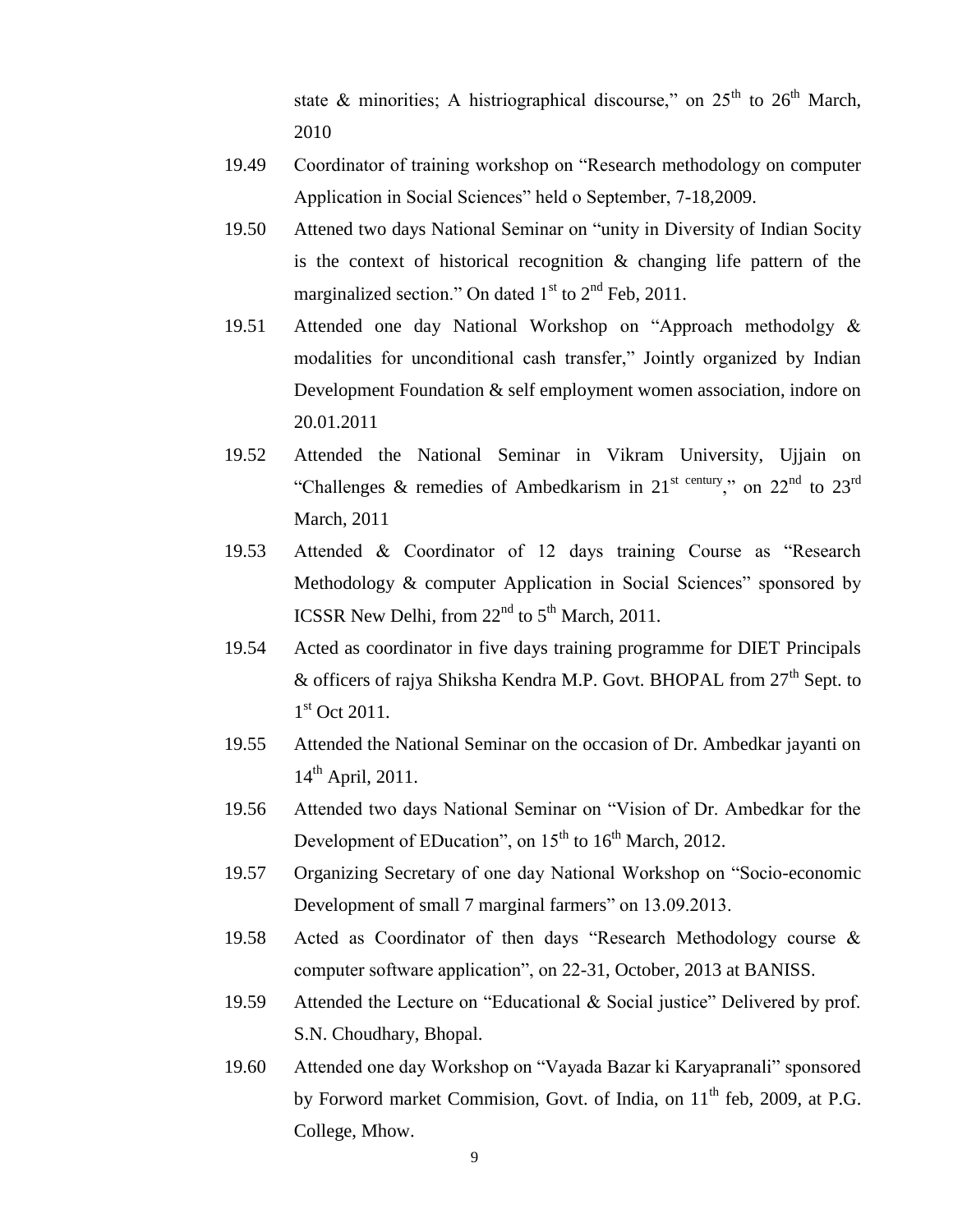state & minorities; A histriographical discourse," on 25th to 26th March, 2010

19.49 Coordinator of training workshop on "Research methodology on computer Application in Social Sciences" held o September, 7-18,2009.

19.50 Attened two days National Seminar on "unity in Diversity of Indian Socity is the context of historical recognition & changing life pattern of the marginalized section." On dated 1st to 2nd Feb, 2011.

19.51 Attended one day National Workshop on "Approach methodolgy & modalities for unconditional cash transfer," Jointly organized by Indian Development Foundation & self employment women association, indore on 20.01.2011

19.52 Attended the National Seminar in Vikram University, Ujjain on "Challenges & remedies of Ambedkarism in 21st century," on 22nd to 23rd March, 2011

19.53 Attended & Coordinator of 12 days training Course as "Research Methodology & computer Application in Social Sciences" sponsored by ICSSR New Delhi, from 22nd to 5th March, 2011.

19.54 Acted as coordinator in five days training programme for DIET Principals & officers of rajya Shiksha Kendra M.P. Govt. BHOPAL from 27th Sept. to 1st Oct 2011.

19.55 Attended the National Seminar on the occasion of Dr. Ambedkar jayanti on 14th April, 2011.

19.56 Attended two days National Seminar on "Vision of Dr. Ambedkar for the Development of EDucation", on 15th to 16th March, 2012.

19.57 Organizing Secretary of one day National Workshop on "Socio-economic Development of small 7 marginal farmers" on 13.09.2013.

19.58 Acted as Coordinator of then days "Research Methodology course & computer software application", on 22-31, October, 2013 at BANISS.

19.59 Attended the Lecture on "Educational & Social justice" Delivered by prof. S.N. Choudhary, Bhopal.

19.60 Attended one day Workshop on "Vayada Bazar ki Karyapranali" sponsored by Forword market Commision, Govt. of India, on 11th feb, 2009, at P.G. College, Mhow.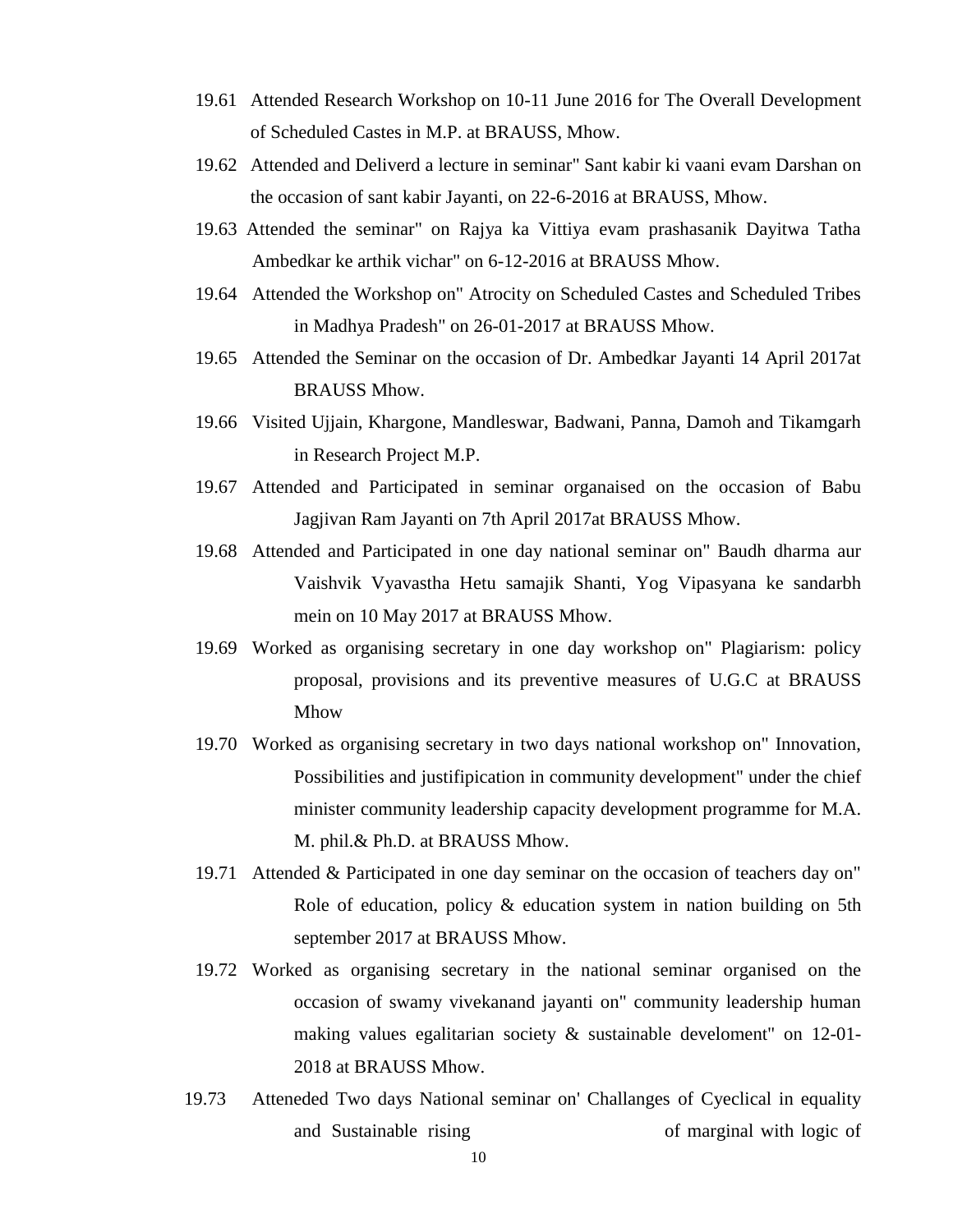19.61 Attended Research Workshop on 10-11 June 2016 for The Overall Development of Scheduled Castes in M.P. at BRAUSS, Mhow.

19.62 Attended and Deliverd a lecture in seminar" Sant kabir ki vaani evam Darshan on the occasion of sant kabir Jayanti, on 22-6-2016 at BRAUSS, Mhow.

19.63 Attended the seminar" on Rajya ka Vittiya evam prashasanik Dayitwa Tatha Ambedkar ke arthik vichar" on 6-12-2016 at BRAUSS Mhow.

19.64 Attended the Workshop on" Atrocity on Scheduled Castes and Scheduled Tribes in Madhya Pradesh" on 26-01-2017 at BRAUSS Mhow.

19.65 Attended the Seminar on the occasion of Dr. Ambedkar Jayanti 14 April 2017at BRAUSS Mhow.

19.66 Visited Ujjain, Khargone, Mandleswar, Badwani, Panna, Damoh and Tikamgarh in Research Project M.P.

19.67 Attended and Participated in seminar organaised on the occasion of Babu Jagjivan Ram Jayanti on 7th April 2017at BRAUSS Mhow.

19.68 Attended and Participated in one day national seminar on" Baudh dharma aur Vaishvik Vyavastha Hetu samajik Shanti, Yog Vipasyana ke sandarbh mein on 10 May 2017 at BRAUSS Mhow.

19.69 Worked as organising secretary in one day workshop on" Plagiarism: policy proposal, provisions and its preventive measures of U.G.C at BRAUSS Mhow

19.70 Worked as organising secretary in two days national workshop on" Innovation, Possibilities and justifipication in community development" under the chief minister community leadership capacity development programme for M.A. M. phil.& Ph.D. at BRAUSS Mhow.

19.71 Attended & Participated in one day seminar on the occasion of teachers day on" Role of education, policy & education system in nation building on 5th september 2017 at BRAUSS Mhow.

19.72 Worked as organising secretary in the national seminar organised on the occasion of swamy vivekanand jayanti on" community leadership human making values egalitarian society & sustainable develoment" on 12-01-2018 at BRAUSS Mhow.

19.73 Atteneded Two days National seminar on' Challanges of Cyeclical in equality and Sustainable rising of marginal with logic of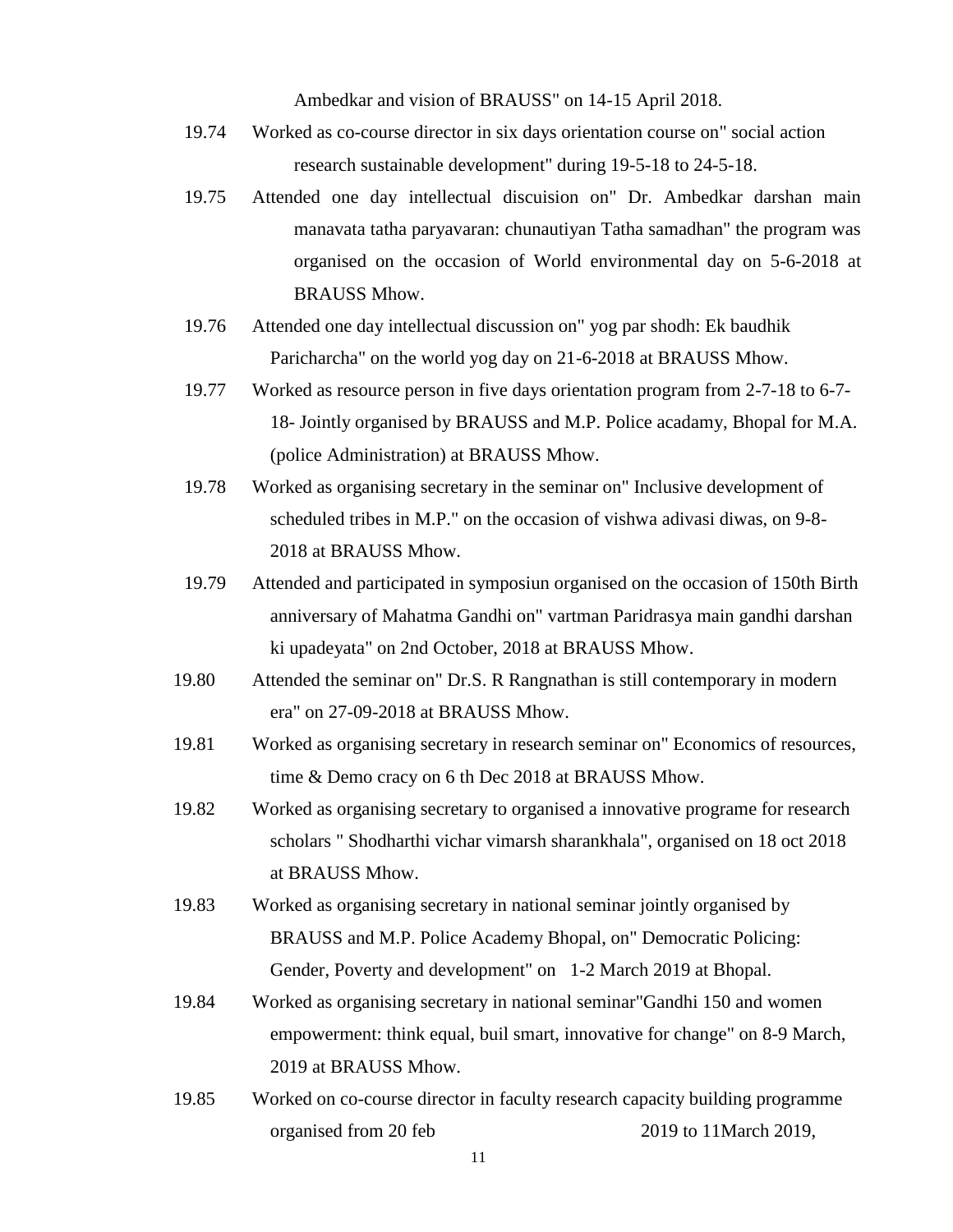Ambedkar and vision of BRAUSS" on 14-15 April 2018.

19.74 Worked as co-course director in six days orientation course on" social action research sustainable development" during 19-5-18 to 24-5-18.

19.75 Attended one day intellectual discuision on" Dr. Ambedkar darshan main manavata tatha paryavaran: chunautiyan Tatha samadhan" the program was organised on the occasion of World environmental day on 5-6-2018 at BRAUSS Mhow.

19.76 Attended one day intellectual discussion on" yog par shodh: Ek baudhik Paricharcha" on the world yog day on 21-6-2018 at BRAUSS Mhow.

19.77 Worked as resource person in five days orientation program from 2-7-18 to 6-7-18- Jointly organised by BRAUSS and M.P. Police acadamy, Bhopal for M.A. (police Administration) at BRAUSS Mhow.

19.78 Worked as organising secretary in the seminar on" Inclusive development of scheduled tribes in M.P." on the occasion of vishwa adivasi diwas, on 9-8-2018 at BRAUSS Mhow.

19.79 Attended and participated in symposiun organised on the occasion of 150th Birth anniversary of Mahatma Gandhi on" vartman Paridrasya main gandhi darshan ki upadeyata" on 2nd October, 2018 at BRAUSS Mhow.

19.80 Attended the seminar on" Dr.S. R Rangnathan is still contemporary in modern era" on 27-09-2018 at BRAUSS Mhow.

19.81 Worked as organising secretary in research seminar on" Economics of resources, time & Demo cracy on 6 th Dec 2018 at BRAUSS Mhow.

19.82 Worked as organising secretary to organised a innovative programe for research scholars " Shodharthi vichar vimarsh sharankhala", organised on 18 oct 2018 at BRAUSS Mhow.

19.83 Worked as organising secretary in national seminar jointly organised by BRAUSS and M.P. Police Academy Bhopal, on" Democratic Policing: Gender, Poverty and development" on 1-2 March 2019 at Bhopal.

19.84 Worked as organising secretary in national seminar"Gandhi 150 and women empowerment: think equal, buil smart, innovative for change" on 8-9 March, 2019 at BRAUSS Mhow.

19.85 Worked on co-course director in faculty research capacity building programme organised from 20 feb 2019 to 11March 2019,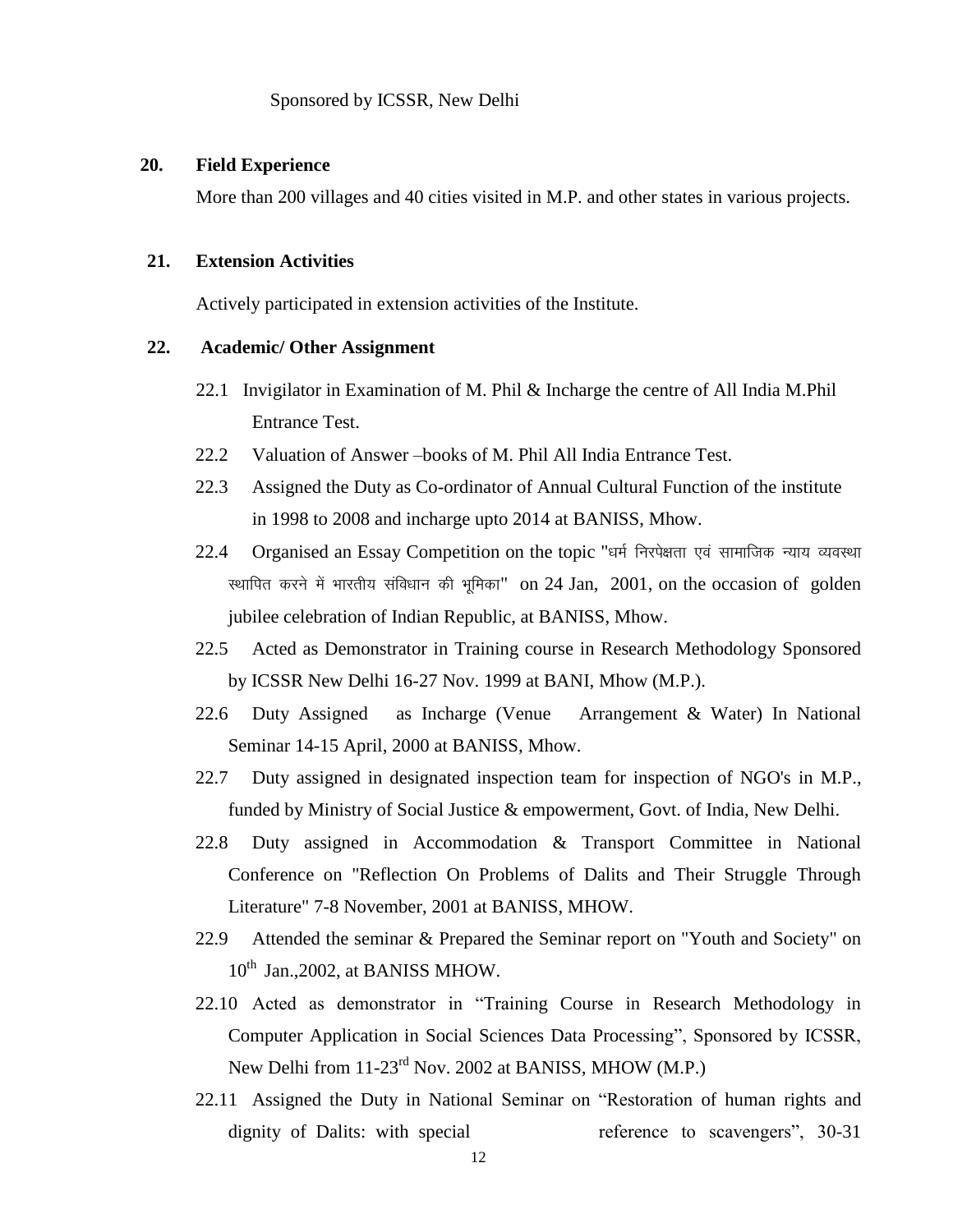Sponsored by ICSSR, New Delhi

**20. Field Experience**

More than 200 villages and 40 cities visited in M.P. and other states in various projects.

**21. Extension Activities**

Actively participated in extension activities of the Institute.

**22. Academic/ Other Assignment**

22.1 Invigilator in Examination of M. Phil & Incharge the centre of All India M.Phil Entrance Test.

22.2 Valuation of Answer –books of M. Phil All India Entrance Test.

22.3 Assigned the Duty as Co-ordinator of Annual Cultural Function of the institute in 1998 to 2008 and incharge upto 2014 at BANISS, Mhow.

22.4 Organised an Essay Competition on the topic "धर्म निरपेक्षता एवं सामाजिक न्याय व्यवस्था स्थापित करने में भारतीय संविधान की भूमिका" on 24 Jan, 2001, on the occasion of golden jubilee celebration of Indian Republic, at BANISS, Mhow.

22.5 Acted as Demonstrator in Training course in Research Methodology Sponsored by ICSSR New Delhi 16-27 Nov. 1999 at BANI, Mhow (M.P.).

22.6 Duty Assigned as Incharge (Venue Arrangement & Water) In National Seminar 14-15 April, 2000 at BANISS, Mhow.

22.7 Duty assigned in designated inspection team for inspection of NGO's in M.P., funded by Ministry of Social Justice & empowerment, Govt. of India, New Delhi.

22.8 Duty assigned in Accommodation & Transport Committee in National Conference on "Reflection On Problems of Dalits and Their Struggle Through Literature" 7-8 November, 2001 at BANISS, MHOW.

22.9 Attended the seminar & Prepared the Seminar report on "Youth and Society" on 10th Jan.,2002, at BANISS MHOW.

22.10 Acted as demonstrator in "Training Course in Research Methodology in Computer Application in Social Sciences Data Processing", Sponsored by ICSSR, New Delhi from 11-23rd Nov. 2002 at BANISS, MHOW (M.P.)

22.11 Assigned the Duty in National Seminar on "Restoration of human rights and dignity of Dalits: with special reference to scavengers", 30-31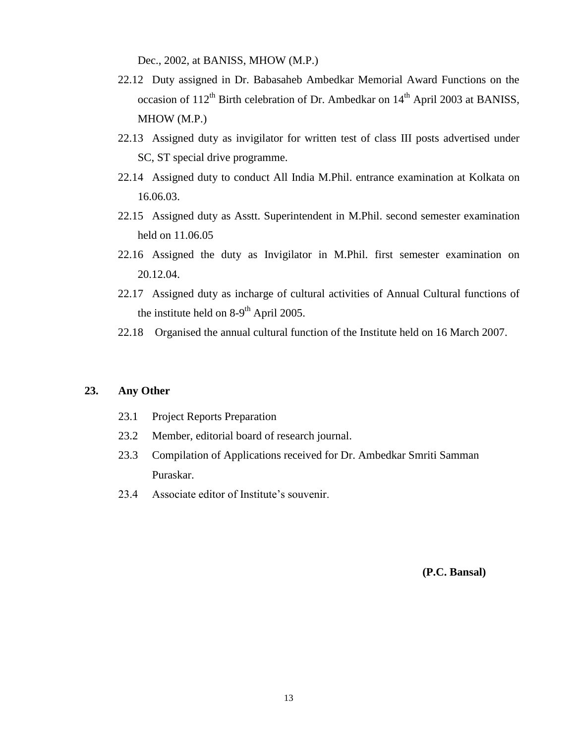Dec., 2002, at BANISS, MHOW (M.P.)

22.12 Duty assigned in Dr. Babasaheb Ambedkar Memorial Award Functions on the occasion of 112th Birth celebration of Dr. Ambedkar on 14th April 2003 at BANISS, MHOW (M.P.)

22.13 Assigned duty as invigilator for written test of class III posts advertised under SC, ST special drive programme.

22.14 Assigned duty to conduct All India M.Phil. entrance examination at Kolkata on 16.06.03.

22.15 Assigned duty as Asstt. Superintendent in M.Phil. second semester examination held on 11.06.05

22.16 Assigned the duty as Invigilator in M.Phil. first semester examination on 20.12.04.

22.17 Assigned duty as incharge of cultural activities of Annual Cultural functions of the institute held on 8-9th April 2005.

22.18 Organised the annual cultural function of the Institute held on 16 March 2007.

**23. Any Other**

23.1 Project Reports Preparation

23.2 Member, editorial board of research journal.

23.3 Compilation of Applications received for Dr. Ambedkar Smriti Samman Puraskar.

23.4 Associate editor of Institute's souvenir.

**(P.C. Bansal)**